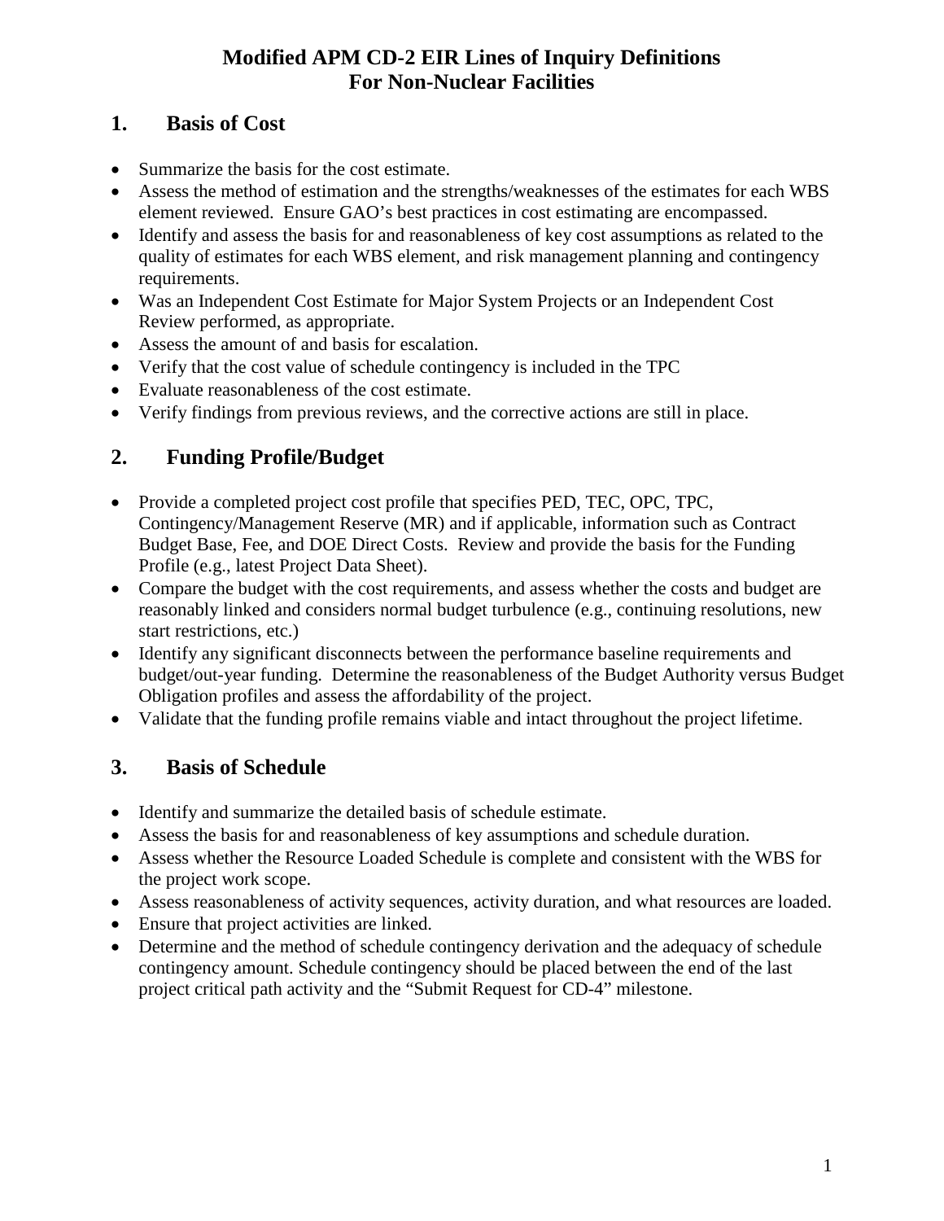# Modified APM CD-2 EIR Lines of Inquiry Definitions For Non-Nuclear Facilities

## 1. Basis of Cost

- Summarize the basis for the cost estimate.
- Assess the method of estimation and the strengths/weaknesses of the estimates for each WBS element reviewed. Ensure GAO's best practices in cost estimating are encompassed.
- Identify and assess the basis for and reasonableness of key cost assumptions as related to the quality of estimates for each WBS element, and risk management planning and contingency requirements.
- Was an Independent Cost Estimate for Major System Projects or an Independent Cost Review performed, as appropriate.
- Assess the amount of and basis for escalation.
- Verify that the cost value of schedule contingency is included in the TPC
- Evaluate reasonableness of the cost estimate.
- Verify findings from previous reviews, and the corrective actions are still in place.

## 2. Funding Profile/Budget

- Provide a completed project cost profile that specifies PED, TEC, OPC, TPC, Contingency/Management Reserve (MR) and if applicable, information such as Contract Budget Base, Fee, and DOE Direct Costs. Review and provide the basis for the Funding Profile (e.g., latest Project Data Sheet).
- Compare the budget with the cost requirements, and assess whether the costs and budget are reasonably linked and considers normal budget turbulence (e.g., continuing resolutions, new start restrictions, etc.)
- Identify any significant disconnects between the performance baseline requirements and budget/out-year funding. Determine the reasonableness of the Budget Authority versus Budget Obligation profiles and assess the affordability of the project.
- Validate that the funding profile remains viable and intact throughout the project lifetime.

## 3. Basis of Schedule

- Identify and summarize the detailed basis of schedule estimate.
- Assess the basis for and reasonableness of key assumptions and schedule duration.
- Assess whether the Resource Loaded Schedule is complete and consistent with the WBS for the project work scope.
- Assess reasonableness of activity sequences, activity duration, and what resources are loaded.
- Ensure that project activities are linked.
- Determine and the method of schedule contingency derivation and the adequacy of schedule contingency amount. Schedule contingency should be placed between the end of the last project critical path activity and the "Submit Request for CD-4" milestone.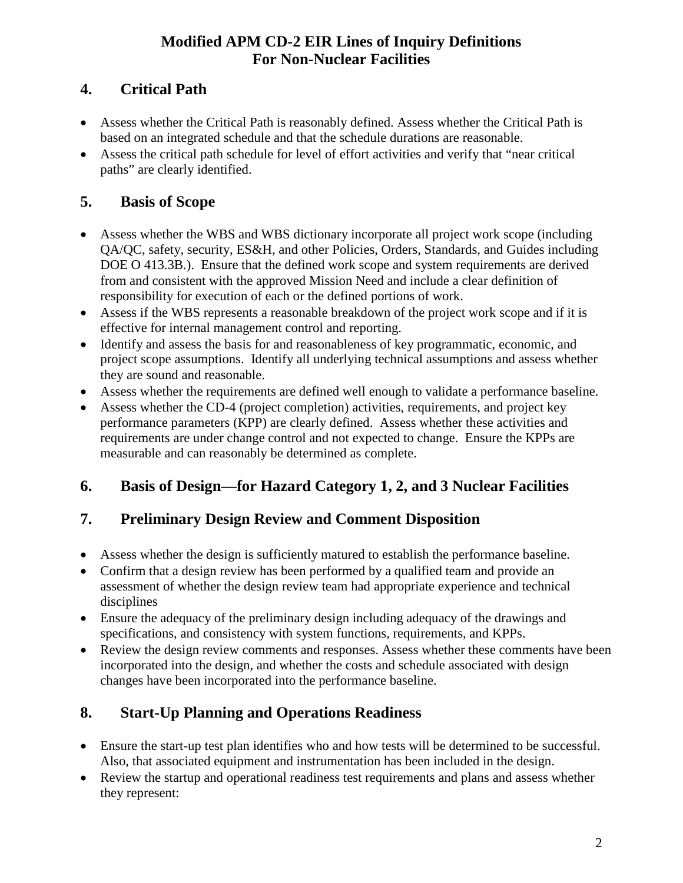# Modified APM CD-2 EIR Lines of Inquiry Definitions For Non-Nuclear Facilities

## 4. Critical Path

- Assess whether the Critical Path is reasonably defined. Assess whether the Critical Path is based on an integrated schedule and that the schedule durations are reasonable.
- Assess the critical path schedule for level of effort activities and verify that "near critical paths" are clearly identified.

## 5. Basis of Scope

- Assess whether the WBS and WBS dictionary incorporate all project work scope (including QA/QC, safety, security, ES&H, and other Policies, Orders, Standards, and Guides including DOE O 413.3B.). Ensure that the defined work scope and system requirements are derived from and consistent with the approved Mission Need and include a clear definition of responsibility for execution of each or the defined portions of work.
- Assess if the WBS represents a reasonable breakdown of the project work scope and if it is effective for internal management control and reporting.
- Identify and assess the basis for and reasonableness of key programmatic, economic, and project scope assumptions. Identify all underlying technical assumptions and assess whether they are sound and reasonable.
- Assess whether the requirements are defined well enough to validate a performance baseline.
- Assess whether the CD-4 (project completion) activities, requirements, and project key performance parameters (KPP) are clearly defined. Assess whether these activities and requirements are under change control and not expected to change. Ensure the KPPs are measurable and can reasonably be determined as complete.

## 6. Basis of Design—for Hazard Category 1, 2, and 3 Nuclear Facilities

## 7. Preliminary Design Review and Comment Disposition

- Assess whether the design is sufficiently matured to establish the performance baseline.
- Confirm that a design review has been performed by a qualified team and provide an assessment of whether the design review team had appropriate experience and technical disciplines
- Ensure the adequacy of the preliminary design including adequacy of the drawings and specifications, and consistency with system functions, requirements, and KPPs.
- Review the design review comments and responses. Assess whether these comments have been incorporated into the design, and whether the costs and schedule associated with design changes have been incorporated into the performance baseline.

## 8. Start-Up Planning and Operations Readiness

- Ensure the start-up test plan identifies who and how tests will be determined to be successful. Also, that associated equipment and instrumentation has been included in the design.
- Review the startup and operational readiness test requirements and plans and assess whether they represent: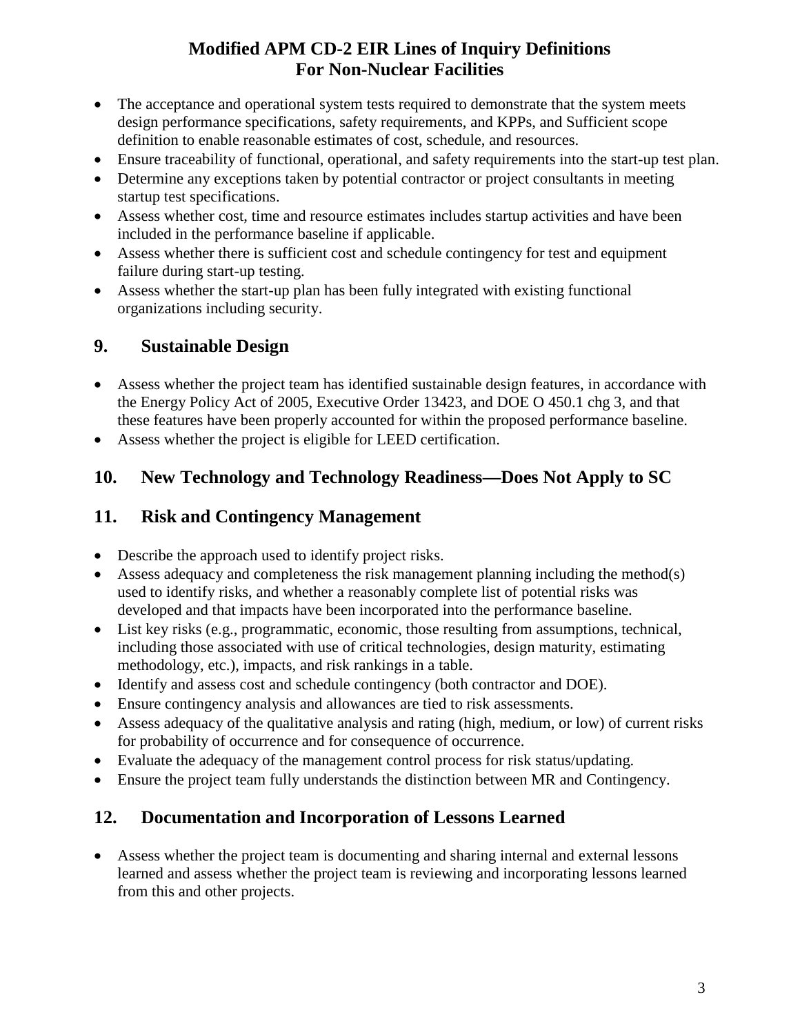# Modified APM CD-2 EIR Lines of Inquiry Definitions
# For Non-Nuclear Facilities

- The acceptance and operational system tests required to demonstrate that the system meets design performance specifications, safety requirements, and KPPs, and Sufficient scope definition to enable reasonable estimates of cost, schedule, and resources.
- Ensure traceability of functional, operational, and safety requirements into the start-up test plan.
- Determine any exceptions taken by potential contractor or project consultants in meeting startup test specifications.
- Assess whether cost, time and resource estimates includes startup activities and have been included in the performance baseline if applicable.
- Assess whether there is sufficient cost and schedule contingency for test and equipment failure during start-up testing.
- Assess whether the start-up plan has been fully integrated with existing functional organizations including security.

## 9. Sustainable Design

- Assess whether the project team has identified sustainable design features, in accordance with the Energy Policy Act of 2005, Executive Order 13423, and DOE O 450.1 chg 3, and that these features have been properly accounted for within the proposed performance baseline.
- Assess whether the project is eligible for LEED certification.

## 10. New Technology and Technology Readiness—Does Not Apply to SC

## 11. Risk and Contingency Management

- Describe the approach used to identify project risks.
- Assess adequacy and completeness the risk management planning including the method(s) used to identify risks, and whether a reasonably complete list of potential risks was developed and that impacts have been incorporated into the performance baseline.
- List key risks (e.g., programmatic, economic, those resulting from assumptions, technical, including those associated with use of critical technologies, design maturity, estimating methodology, etc.), impacts, and risk rankings in a table.
- Identify and assess cost and schedule contingency (both contractor and DOE).
- Ensure contingency analysis and allowances are tied to risk assessments.
- Assess adequacy of the qualitative analysis and rating (high, medium, or low) of current risks for probability of occurrence and for consequence of occurrence.
- Evaluate the adequacy of the management control process for risk status/updating.
- Ensure the project team fully understands the distinction between MR and Contingency.

## 12. Documentation and Incorporation of Lessons Learned

- Assess whether the project team is documenting and sharing internal and external lessons learned and assess whether the project team is reviewing and incorporating lessons learned from this and other projects.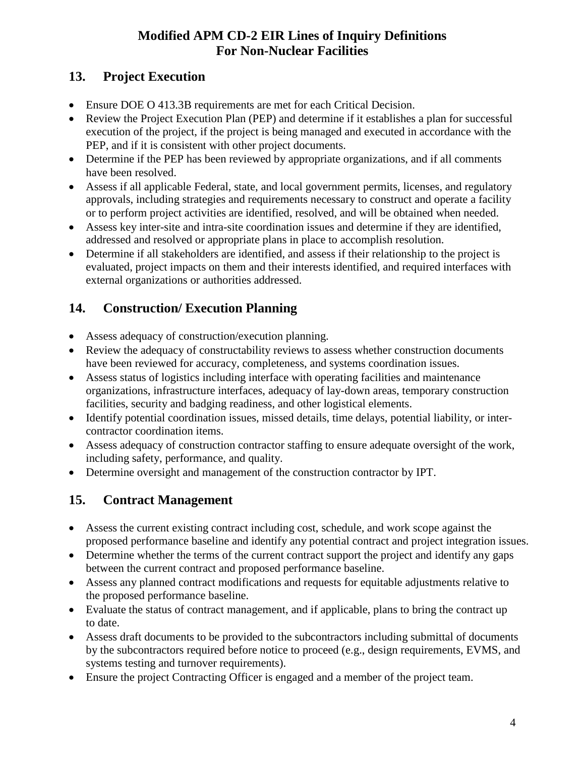## 13. Project Execution

- Ensure DOE O 413.3B requirements are met for each Critical Decision.
- Review the Project Execution Plan (PEP) and determine if it establishes a plan for successful execution of the project, if the project is being managed and executed in accordance with the PEP, and if it is consistent with other project documents.
- Determine if the PEP has been reviewed by appropriate organizations, and if all comments have been resolved.
- Assess if all applicable Federal, state, and local government permits, licenses, and regulatory approvals, including strategies and requirements necessary to construct and operate a facility or to perform project activities are identified, resolved, and will be obtained when needed.
- Assess key inter-site and intra-site coordination issues and determine if they are identified, addressed and resolved or appropriate plans in place to accomplish resolution.
- Determine if all stakeholders are identified, and assess if their relationship to the project is evaluated, project impacts on them and their interests identified, and required interfaces with external organizations or authorities addressed.

## 14. Construction/ Execution Planning

- Assess adequacy of construction/execution planning.
- Review the adequacy of constructability reviews to assess whether construction documents have been reviewed for accuracy, completeness, and systems coordination issues.
- Assess status of logistics including interface with operating facilities and maintenance organizations, infrastructure interfaces, adequacy of lay-down areas, temporary construction facilities, security and badging readiness, and other logistical elements.
- Identify potential coordination issues, missed details, time delays, potential liability, or inter-contractor coordination items.
- Assess adequacy of construction contractor staffing to ensure adequate oversight of the work, including safety, performance, and quality.
- Determine oversight and management of the construction contractor by IPT.

## 15. Contract Management

- Assess the current existing contract including cost, schedule, and work scope against the proposed performance baseline and identify any potential contract and project integration issues.
- Determine whether the terms of the current contract support the project and identify any gaps between the current contract and proposed performance baseline.
- Assess any planned contract modifications and requests for equitable adjustments relative to the proposed performance baseline.
- Evaluate the status of contract management, and if applicable, plans to bring the contract up to date.
- Assess draft documents to be provided to the subcontractors including submittal of documents by the subcontractors required before notice to proceed (e.g., design requirements, EVMS, and systems testing and turnover requirements).
- Ensure the project Contracting Officer is engaged and a member of the project team.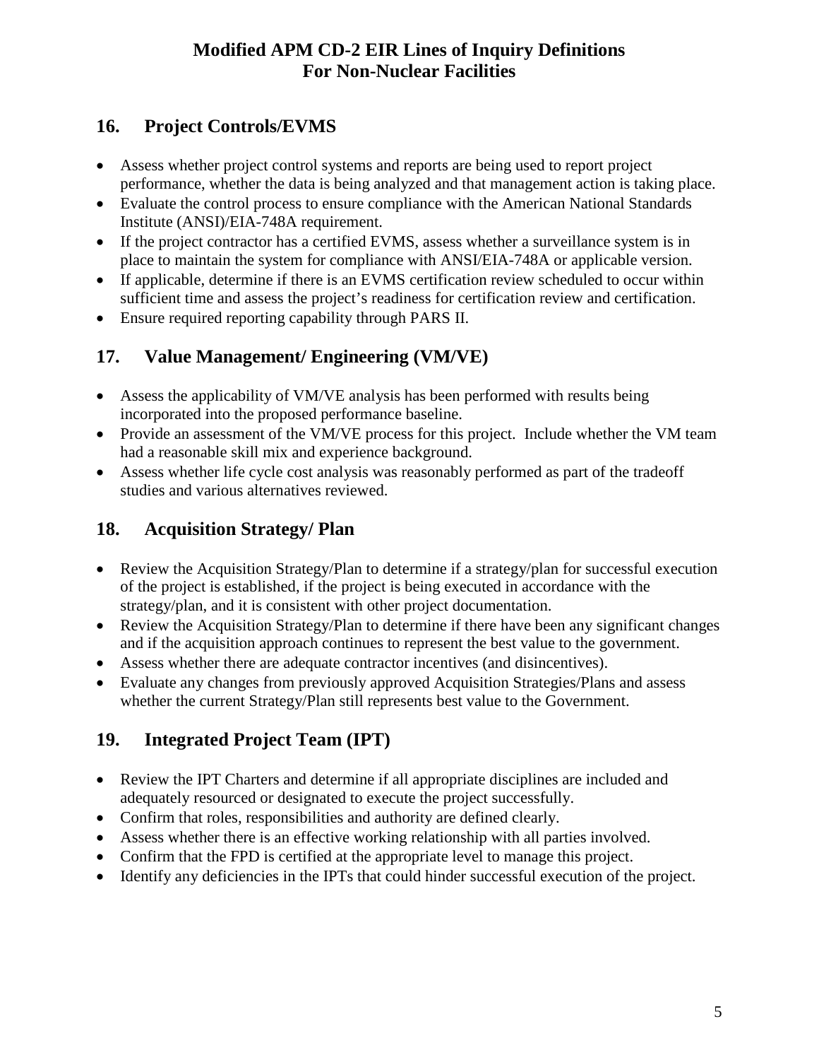## 16. Project Controls/EVMS

- Assess whether project control systems and reports are being used to report project performance, whether the data is being analyzed and that management action is taking place.
- Evaluate the control process to ensure compliance with the American National Standards Institute (ANSI)/EIA-748A requirement.
- If the project contractor has a certified EVMS, assess whether a surveillance system is in place to maintain the system for compliance with ANSI/EIA-748A or applicable version.
- If applicable, determine if there is an EVMS certification review scheduled to occur within sufficient time and assess the project's readiness for certification review and certification.
- Ensure required reporting capability through PARS II.

## 17. Value Management/ Engineering (VM/VE)

- Assess the applicability of VM/VE analysis has been performed with results being incorporated into the proposed performance baseline.
- Provide an assessment of the VM/VE process for this project. Include whether the VM team had a reasonable skill mix and experience background.
- Assess whether life cycle cost analysis was reasonably performed as part of the tradeoff studies and various alternatives reviewed.

## 18. Acquisition Strategy/ Plan

- Review the Acquisition Strategy/Plan to determine if a strategy/plan for successful execution of the project is established, if the project is being executed in accordance with the strategy/plan, and it is consistent with other project documentation.
- Review the Acquisition Strategy/Plan to determine if there have been any significant changes and if the acquisition approach continues to represent the best value to the government.
- Assess whether there are adequate contractor incentives (and disincentives).
- Evaluate any changes from previously approved Acquisition Strategies/Plans and assess whether the current Strategy/Plan still represents best value to the Government.

## 19. Integrated Project Team (IPT)

- Review the IPT Charters and determine if all appropriate disciplines are included and adequately resourced or designated to execute the project successfully.
- Confirm that roles, responsibilities and authority are defined clearly.
- Assess whether there is an effective working relationship with all parties involved.
- Confirm that the FPD is certified at the appropriate level to manage this project.
- Identify any deficiencies in the IPTs that could hinder successful execution of the project.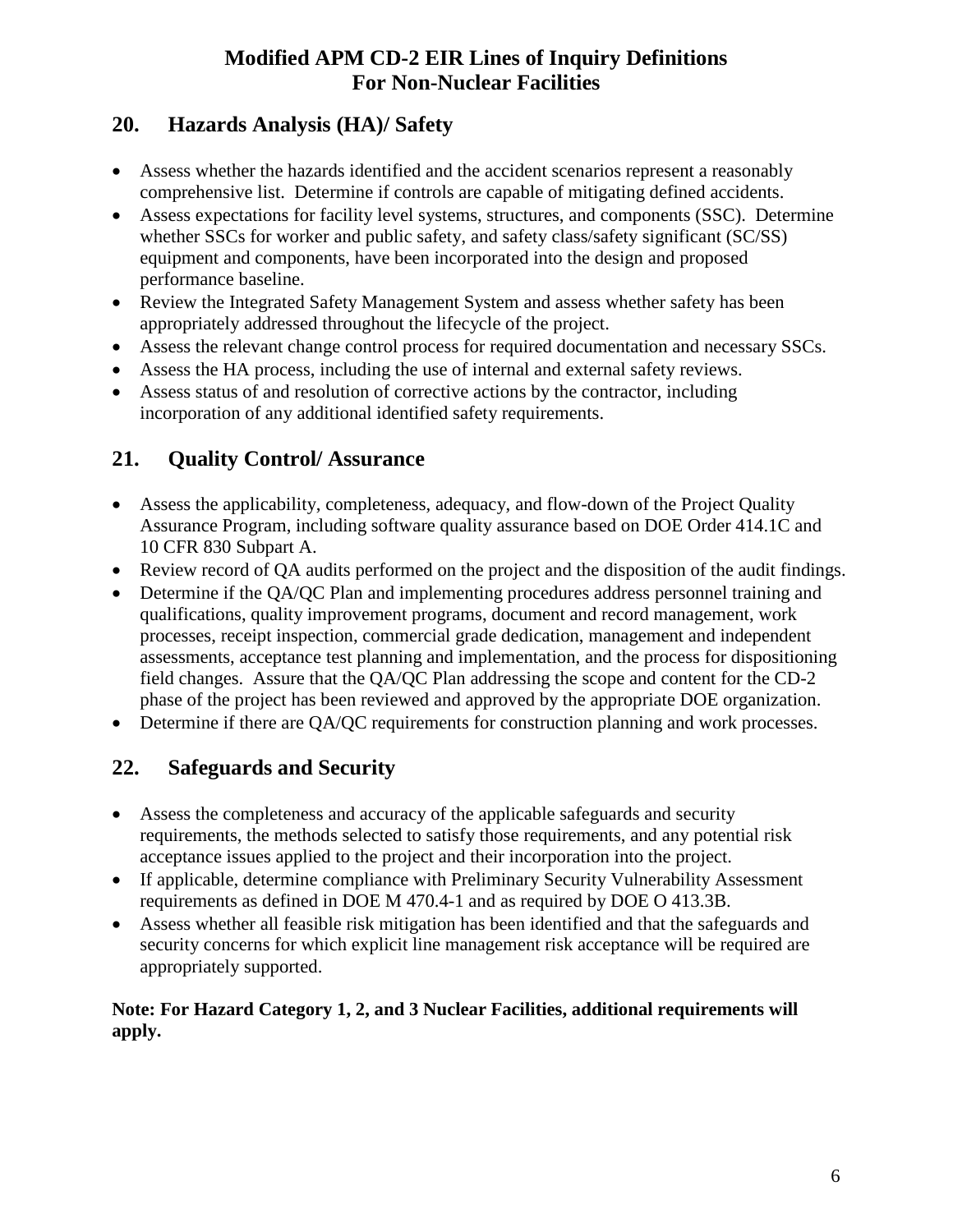# Modified APM CD-2 EIR Lines of Inquiry Definitions
# For Non-Nuclear Facilities

## 20. Hazards Analysis (HA)/ Safety

- Assess whether the hazards identified and the accident scenarios represent a reasonably comprehensive list. Determine if controls are capable of mitigating defined accidents.
- Assess expectations for facility level systems, structures, and components (SSC). Determine whether SSCs for worker and public safety, and safety class/safety significant (SC/SS) equipment and components, have been incorporated into the design and proposed performance baseline.
- Review the Integrated Safety Management System and assess whether safety has been appropriately addressed throughout the lifecycle of the project.
- Assess the relevant change control process for required documentation and necessary SSCs.
- Assess the HA process, including the use of internal and external safety reviews.
- Assess status of and resolution of corrective actions by the contractor, including incorporation of any additional identified safety requirements.

## 21. Quality Control/ Assurance

- Assess the applicability, completeness, adequacy, and flow-down of the Project Quality Assurance Program, including software quality assurance based on DOE Order 414.1C and 10 CFR 830 Subpart A.
- Review record of QA audits performed on the project and the disposition of the audit findings.
- Determine if the QA/QC Plan and implementing procedures address personnel training and qualifications, quality improvement programs, document and record management, work processes, receipt inspection, commercial grade dedication, management and independent assessments, acceptance test planning and implementation, and the process for dispositioning field changes. Assure that the QA/QC Plan addressing the scope and content for the CD-2 phase of the project has been reviewed and approved by the appropriate DOE organization.
- Determine if there are QA/QC requirements for construction planning and work processes.

## 22. Safeguards and Security

- Assess the completeness and accuracy of the applicable safeguards and security requirements, the methods selected to satisfy those requirements, and any potential risk acceptance issues applied to the project and their incorporation into the project.
- If applicable, determine compliance with Preliminary Security Vulnerability Assessment requirements as defined in DOE M 470.4-1 and as required by DOE O 413.3B.
- Assess whether all feasible risk mitigation has been identified and that the safeguards and security concerns for which explicit line management risk acceptance will be required are appropriately supported.

**Note: For Hazard Category 1, 2, and 3 Nuclear Facilities, additional requirements will apply.**